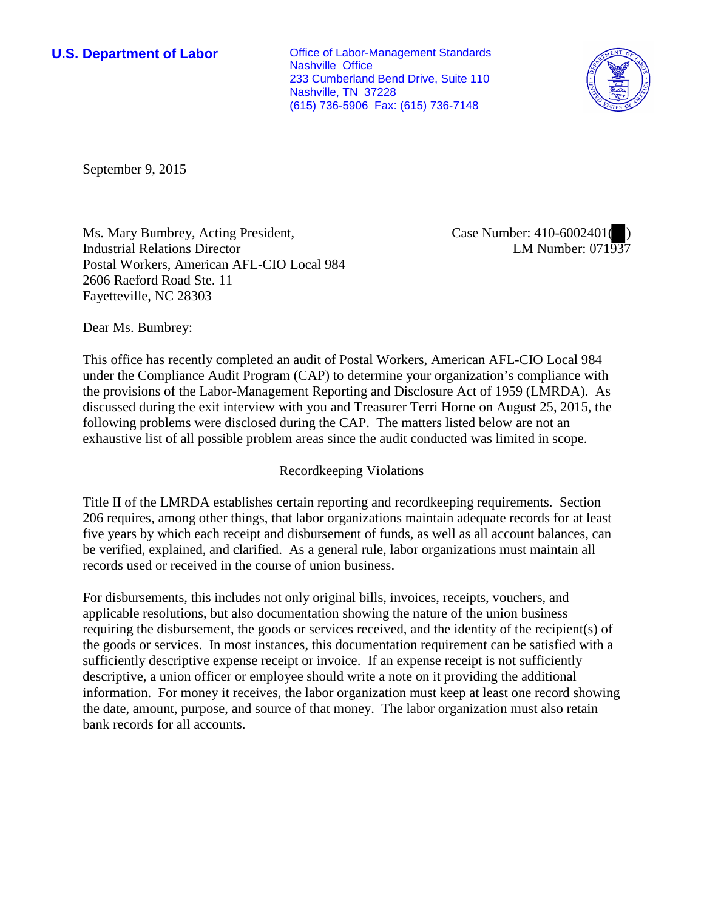**U.S. Department of Labor**

Office of Labor-Management Standards
Nashville Office
233 Cumberland Bend Drive, Suite 110
Nashville, TN 37228
(615) 736-5906 Fax: (615) 736-7148

September 9, 2015

Ms. Mary Bumbrey, Acting President,
Industrial Relations Director
Postal Workers, American AFL-CIO Local 984
2606 Raeford Road Ste. 11
Fayetteville, NC 28303

Case Number: 410-6002401( )
LM Number: 071937

Dear Ms. Bumbrey:

This office has recently completed an audit of Postal Workers, American AFL-CIO Local 984 under the Compliance Audit Program (CAP) to determine your organization's compliance with the provisions of the Labor-Management Reporting and Disclosure Act of 1959 (LMRDA). As discussed during the exit interview with you and Treasurer Terri Horne on August 25, 2015, the following problems were disclosed during the CAP. The matters listed below are not an exhaustive list of all possible problem areas since the audit conducted was limited in scope.

## Recordkeeping Violations

Title II of the LMRDA establishes certain reporting and recordkeeping requirements. Section 206 requires, among other things, that labor organizations maintain adequate records for at least five years by which each receipt and disbursement of funds, as well as all account balances, can be verified, explained, and clarified. As a general rule, labor organizations must maintain all records used or received in the course of union business.

For disbursements, this includes not only original bills, invoices, receipts, vouchers, and applicable resolutions, but also documentation showing the nature of the union business requiring the disbursement, the goods or services received, and the identity of the recipient(s) of the goods or services. In most instances, this documentation requirement can be satisfied with a sufficiently descriptive expense receipt or invoice. If an expense receipt is not sufficiently descriptive, a union officer or employee should write a note on it providing the additional information. For money it receives, the labor organization must keep at least one record showing the date, amount, purpose, and source of that money. The labor organization must also retain bank records for all accounts.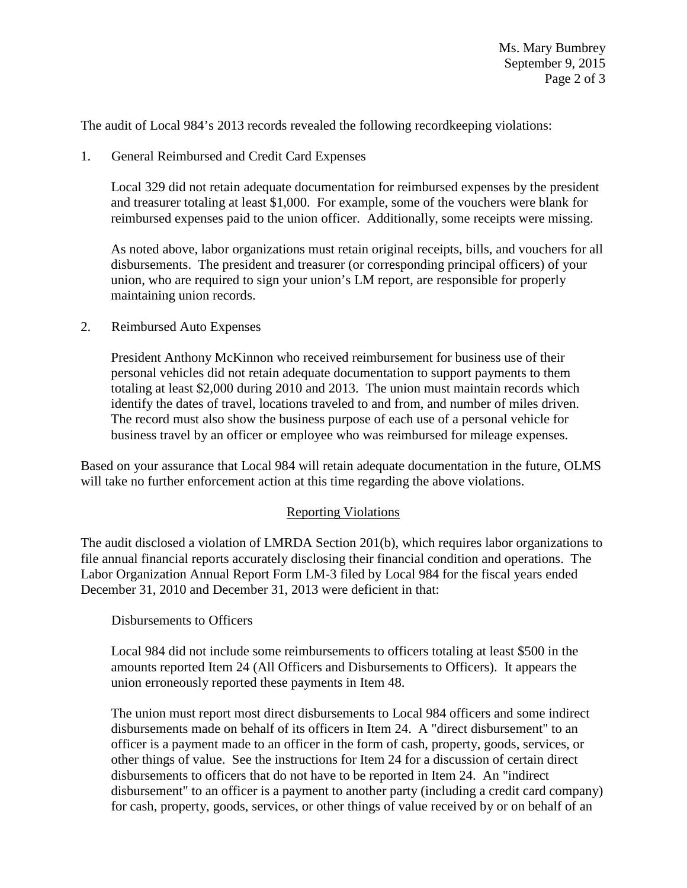The audit of Local 984's 2013 records revealed the following recordkeeping violations:

1. General Reimbursed and Credit Card Expenses

   Local 329 did not retain adequate documentation for reimbursed expenses by the president and treasurer totaling at least $1,000. For example, some of the vouchers were blank for reimbursed expenses paid to the union officer. Additionally, some receipts were missing.

   As noted above, labor organizations must retain original receipts, bills, and vouchers for all disbursements. The president and treasurer (or corresponding principal officers) of your union, who are required to sign your union's LM report, are responsible for properly maintaining union records.

2. Reimbursed Auto Expenses

   President Anthony McKinnon who received reimbursement for business use of their personal vehicles did not retain adequate documentation to support payments to them totaling at least $2,000 during 2010 and 2013. The union must maintain records which identify the dates of travel, locations traveled to and from, and number of miles driven. The record must also show the business purpose of each use of a personal vehicle for business travel by an officer or employee who was reimbursed for mileage expenses.

Based on your assurance that Local 984 will retain adequate documentation in the future, OLMS will take no further enforcement action at this time regarding the above violations.

## Reporting Violations

The audit disclosed a violation of LMRDA Section 201(b), which requires labor organizations to file annual financial reports accurately disclosing their financial condition and operations. The Labor Organization Annual Report Form LM-3 filed by Local 984 for the fiscal years ended December 31, 2010 and December 31, 2013 were deficient in that:

Disbursements to Officers

Local 984 did not include some reimbursements to officers totaling at least $500 in the amounts reported Item 24 (All Officers and Disbursements to Officers). It appears the union erroneously reported these payments in Item 48.

The union must report most direct disbursements to Local 984 officers and some indirect disbursements made on behalf of its officers in Item 24. A "direct disbursement" to an officer is a payment made to an officer in the form of cash, property, goods, services, or other things of value. See the instructions for Item 24 for a discussion of certain direct disbursements to officers that do not have to be reported in Item 24. An "indirect disbursement" to an officer is a payment to another party (including a credit card company) for cash, property, goods, services, or other things of value received by or on behalf of an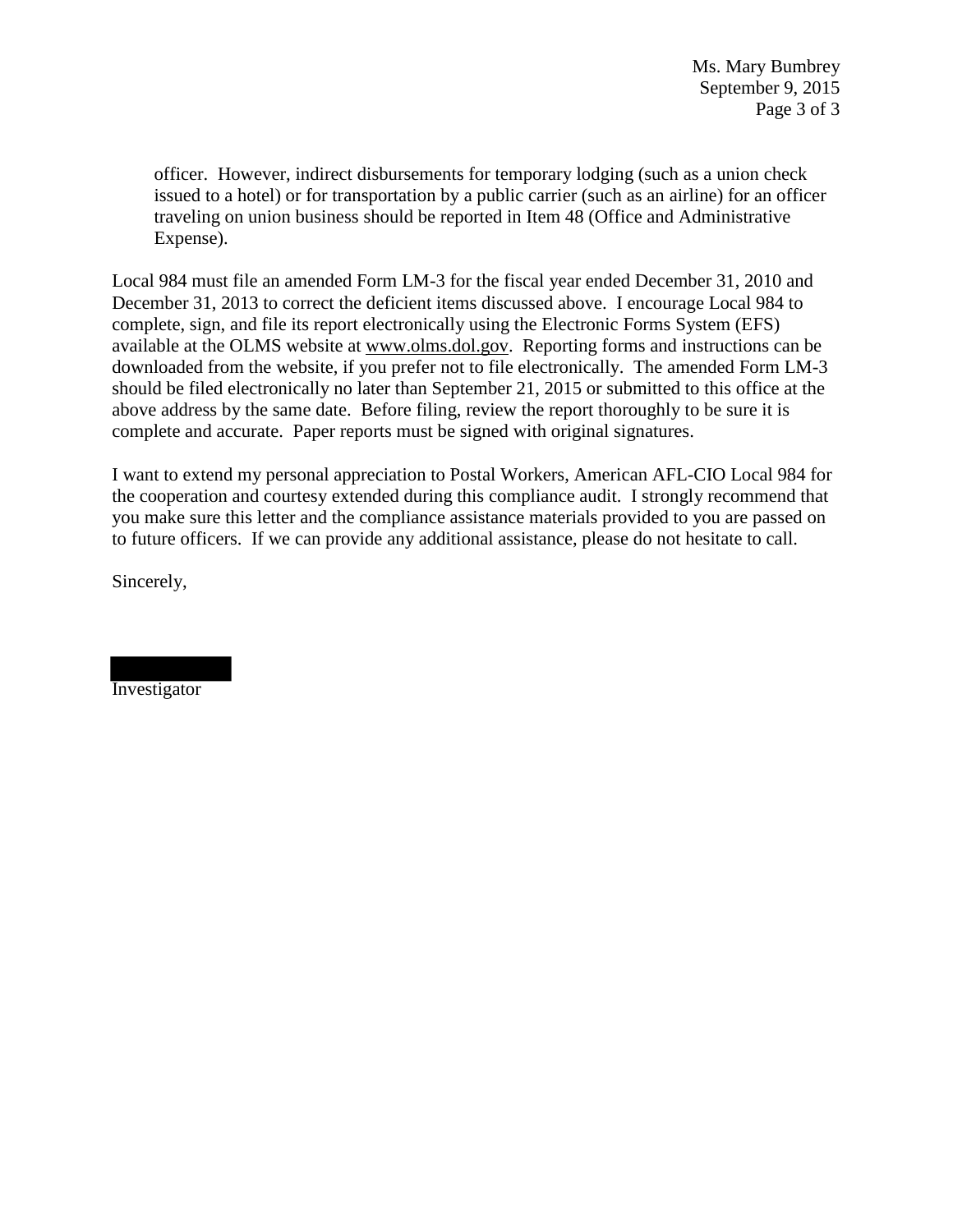officer. However, indirect disbursements for temporary lodging (such as a union check issued to a hotel) or for transportation by a public carrier (such as an airline) for an officer traveling on union business should be reported in Item 48 (Office and Administrative Expense).

Local 984 must file an amended Form LM-3 for the fiscal year ended December 31, 2010 and December 31, 2013 to correct the deficient items discussed above. I encourage Local 984 to complete, sign, and file its report electronically using the Electronic Forms System (EFS) available at the OLMS website at www.olms.dol.gov. Reporting forms and instructions can be downloaded from the website, if you prefer not to file electronically. The amended Form LM-3 should be filed electronically no later than September 21, 2015 or submitted to this office at the above address by the same date. Before filing, review the report thoroughly to be sure it is complete and accurate. Paper reports must be signed with original signatures.

I want to extend my personal appreciation to Postal Workers, American AFL-CIO Local 984 for the cooperation and courtesy extended during this compliance audit. I strongly recommend that you make sure this letter and the compliance assistance materials provided to you are passed on to future officers. If we can provide any additional assistance, please do not hesitate to call.

Sincerely,

Investigator